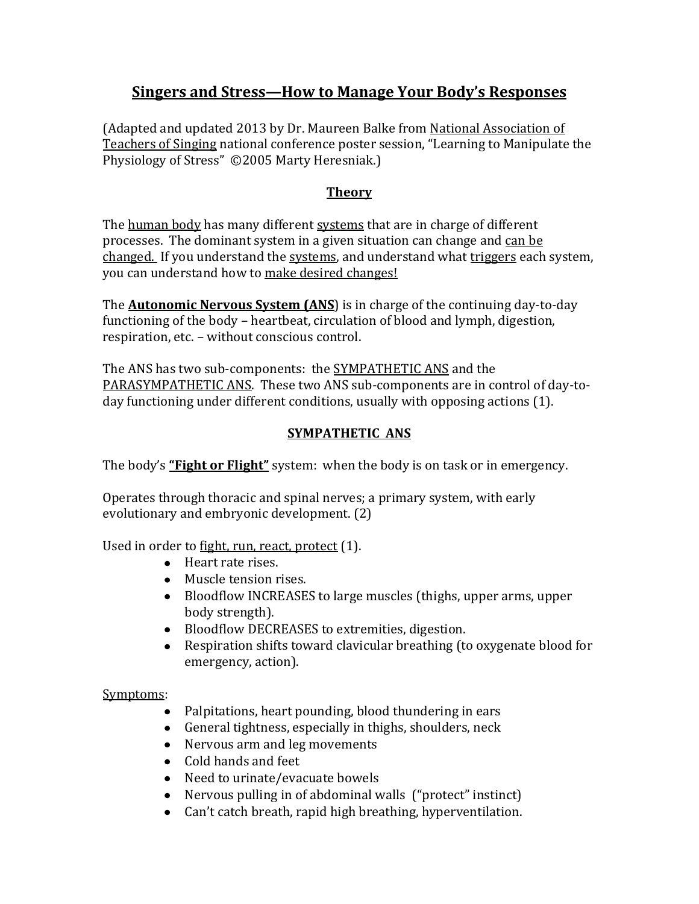# Singers and Stress—How to Manage Your Body's Responses

(Adapted and updated 2013 by Dr. Maureen Balke from National Association of Teachers of Singing national conference poster session, "Learning to Manipulate the Physiology of Stress" ©2005 Marty Heresniak.)

## Theory

The human body has many different systems that are in charge of different processes. The dominant system in a given situation can change and can be changed. If you understand the systems, and understand what triggers each system, you can understand how to make desired changes!

The **Autonomic Nervous System (ANS**) is in charge of the continuing day-to-day functioning of the body – heartbeat, circulation of blood and lymph, digestion, respiration, etc. – without conscious control.

The ANS has two sub-components: the SYMPATHETIC ANS and the PARASYMPATHETIC ANS. These two ANS sub-components are in control of day-to-day functioning under different conditions, usually with opposing actions (1).

## SYMPATHETIC ANS

The body's **"Fight or Flight"** system: when the body is on task or in emergency.

Operates through thoracic and spinal nerves; a primary system, with early evolutionary and embryonic development. (2)

Used in order to fight, run, react, protect (1).

- Heart rate rises.
- Muscle tension rises.
- Bloodflow INCREASES to large muscles (thighs, upper arms, upper body strength).
- Bloodflow DECREASES to extremities, digestion.
- Respiration shifts toward clavicular breathing (to oxygenate blood for emergency, action).

Symptoms:

- Palpitations, heart pounding, blood thundering in ears
- General tightness, especially in thighs, shoulders, neck
- Nervous arm and leg movements
- Cold hands and feet
- Need to urinate/evacuate bowels
- Nervous pulling in of abdominal walls ("protect" instinct)
- Can't catch breath, rapid high breathing, hyperventilation.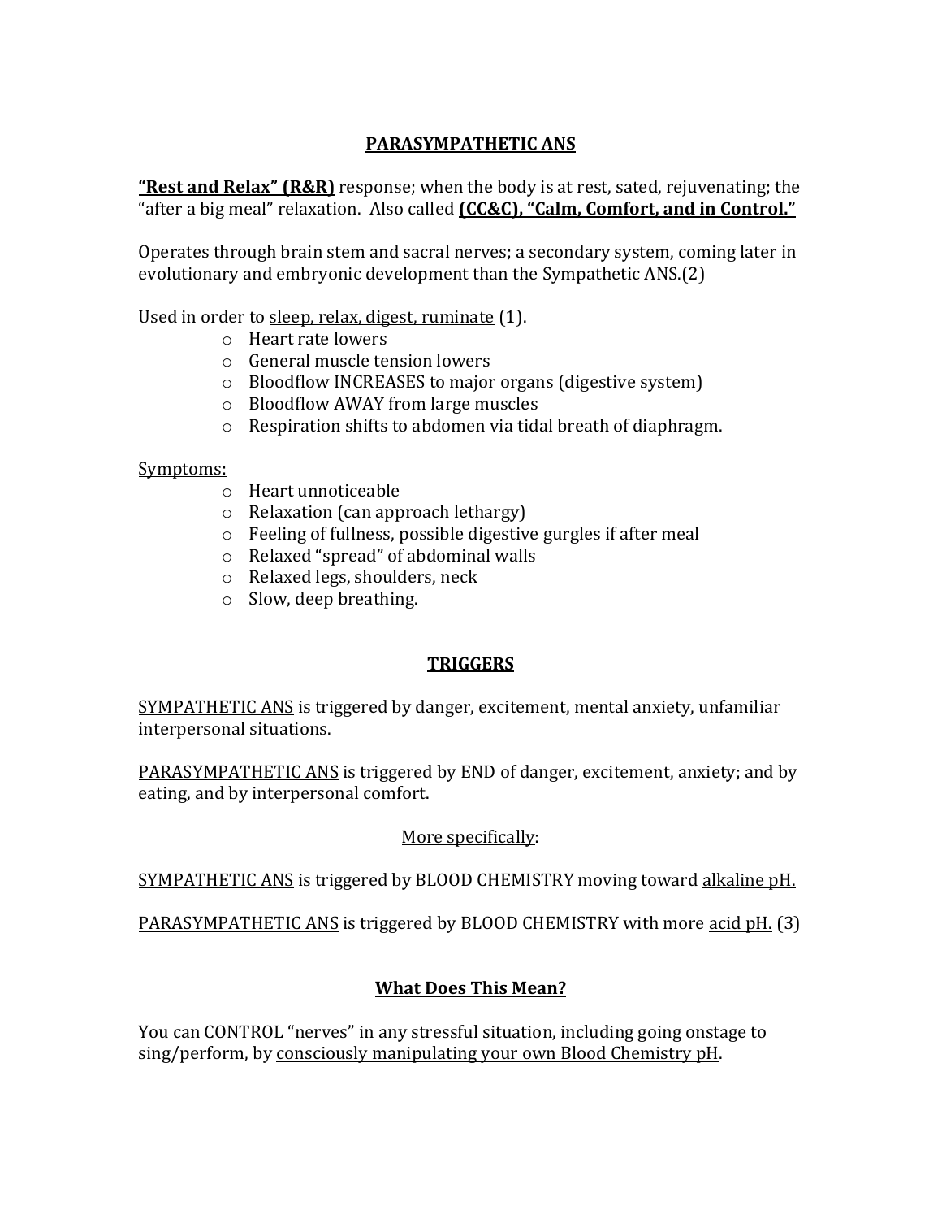## PARASYMPATHETIC ANS

**"Rest and Relax" (R&R)** response; when the body is at rest, sated, rejuvenating; the "after a big meal" relaxation. Also called **(CC&C), "Calm, Comfort, and in Control."**

Operates through brain stem and sacral nerves; a secondary system, coming later in evolutionary and embryonic development than the Sympathetic ANS.(2)

Used in order to sleep, relax, digest, ruminate (1).

- Heart rate lowers
- General muscle tension lowers
- Bloodflow INCREASES to major organs (digestive system)
- Bloodflow AWAY from large muscles
- Respiration shifts to abdomen via tidal breath of diaphragm.

Symptoms:

- Heart unnoticeable
- Relaxation (can approach lethargy)
- Feeling of fullness, possible digestive gurgles if after meal
- Relaxed "spread" of abdominal walls
- Relaxed legs, shoulders, neck
- Slow, deep breathing.

## TRIGGERS

SYMPATHETIC ANS is triggered by danger, excitement, mental anxiety, unfamiliar interpersonal situations.

PARASYMPATHETIC ANS is triggered by END of danger, excitement, anxiety; and by eating, and by interpersonal comfort.

More specifically:

SYMPATHETIC ANS is triggered by BLOOD CHEMISTRY moving toward alkaline pH.

PARASYMPATHETIC ANS is triggered by BLOOD CHEMISTRY with more acid pH. (3)

## What Does This Mean?

You can CONTROL "nerves" in any stressful situation, including going onstage to sing/perform, by consciously manipulating your own Blood Chemistry pH.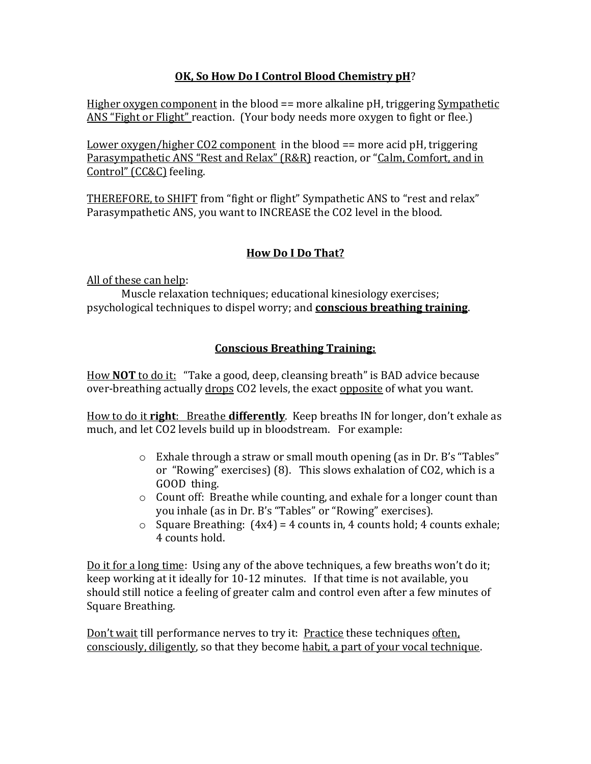## OK, So How Do I Control Blood Chemistry pH?

Higher oxygen component in the blood == more alkaline pH, triggering Sympathetic ANS "Fight or Flight" reaction. (Your body needs more oxygen to fight or flee.)

Lower oxygen/higher $CO_2$ component in the blood == more acid pH, triggering Parasympathetic ANS "Rest and Relax" (R&R) reaction, or "Calm, Comfort, and in Control" (CC&C) feeling.

THEREFORE, to SHIFT from "fight or flight" Sympathetic ANS to "rest and relax" Parasympathetic ANS, you want to INCREASE the $CO_2$ level in the blood.

## How Do I Do That?

All of these can help:

Muscle relaxation techniques; educational kinesiology exercises; psychological techniques to dispel worry; and **conscious breathing training**.

## Conscious Breathing Training:

How **NOT** to do it: "Take a good, deep, cleansing breath" is BAD advice because over-breathing actually drops $CO_2$ levels, the exact opposite of what you want.

How to do it **right**: Breathe **differently**. Keep breaths IN for longer, don't exhale as much, and let $CO_2$ levels build up in bloodstream. For example:

- Exhale through a straw or small mouth opening (as in Dr. B's "Tables" or "Rowing" exercises) (8). This slows exhalation of $CO_2$, which is a GOOD thing.
- Count off: Breathe while counting, and exhale for a longer count than you inhale (as in Dr. B's "Tables" or "Rowing" exercises).
- Square Breathing: (4x4) = 4 counts in, 4 counts hold; 4 counts exhale; 4 counts hold.

Do it for a long time: Using any of the above techniques, a few breaths won't do it; keep working at it ideally for 10-12 minutes. If that time is not available, you should still notice a feeling of greater calm and control even after a few minutes of Square Breathing.

Don't wait till performance nerves to try it: Practice these techniques often, consciously, diligently, so that they become habit, a part of your vocal technique.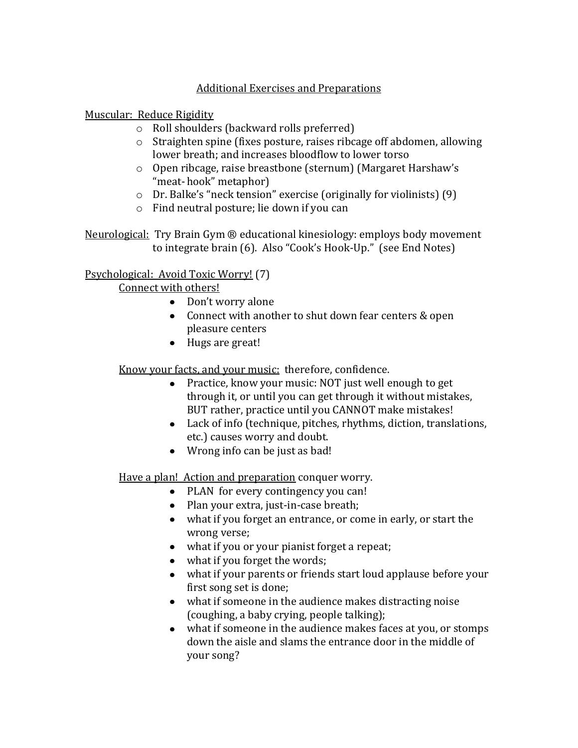## Additional Exercises and Preparations

Muscular: Reduce Rigidity

- Roll shoulders (backward rolls preferred)
- Straighten spine (fixes posture, raises ribcage off abdomen, allowing lower breath; and increases bloodflow to lower torso
- Open ribcage, raise breastbone (sternum) (Margaret Harshaw's "meat- hook" metaphor)
- Dr. Balke's "neck tension" exercise (originally for violinists) (9)
- Find neutral posture; lie down if you can

Neurological: Try Brain Gym ® educational kinesiology: employs body movement to integrate brain (6). Also "Cook's Hook-Up." (see End Notes)

Psychological: Avoid Toxic Worry! (7)

Connect with others!

- Don't worry alone
- Connect with another to shut down fear centers & open pleasure centers
- Hugs are great!

Know your facts, and your music: therefore, confidence.

- Practice, know your music: NOT just well enough to get through it, or until you can get through it without mistakes, BUT rather, practice until you CANNOT make mistakes!
- Lack of info (technique, pitches, rhythms, diction, translations, etc.) causes worry and doubt.
- Wrong info can be just as bad!

Have a plan! Action and preparation conquer worry.

- PLAN for every contingency you can!
- Plan your extra, just-in-case breath;
- what if you forget an entrance, or come in early, or start the wrong verse;
- what if you or your pianist forget a repeat;
- what if you forget the words;
- what if your parents or friends start loud applause before your first song set is done;
- what if someone in the audience makes distracting noise (coughing, a baby crying, people talking);
- what if someone in the audience makes faces at you, or stomps down the aisle and slams the entrance door in the middle of your song?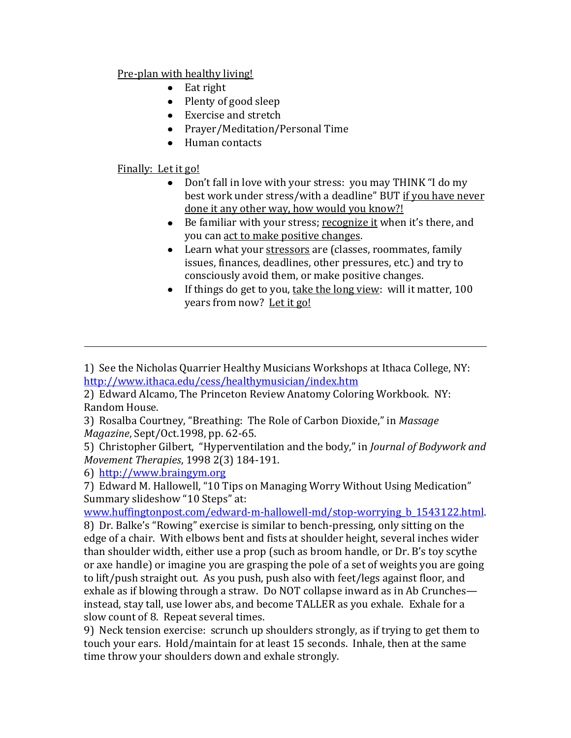Pre-plan with healthy living!

- Eat right
- Plenty of good sleep
- Exercise and stretch
- Prayer/Meditation/Personal Time
- Human contacts

Finally: Let it go!

- Don't fall in love with your stress: you may THINK "I do my best work under stress/with a deadline" BUT if you have never done it any other way, how would you know?!
- Be familiar with your stress; recognize it when it's there, and you can act to make positive changes.
- Learn what your stressors are (classes, roommates, family issues, finances, deadlines, other pressures, etc.) and try to consciously avoid them, or make positive changes.
- If things do get to you, take the long view: will it matter, 100 years from now? Let it go!

---

1) See the Nicholas Quarrier Healthy Musicians Workshops at Ithaca College, NY: http://www.ithaca.edu/cess/healthymusician/index.htm

2) Edward Alcamo, The Princeton Review Anatomy Coloring Workbook. NY: Random House.

3) Rosalba Courtney, "Breathing: The Role of Carbon Dioxide," in *Massage Magazine*, Sept/Oct.1998, pp. 62-65.

5) Christopher Gilbert, "Hyperventilation and the body," in *Journal of Bodywork and Movement Therapies*, 1998 2(3) 184-191.

6) http://www.braingym.org

7) Edward M. Hallowell, "10 Tips on Managing Worry Without Using Medication" Summary slideshow "10 Steps" at: www.huffingtonpost.com/edward-m-hallowell-md/stop-worrying_b_1543122.html.

8) Dr. Balke's "Rowing" exercise is similar to bench-pressing, only sitting on the edge of a chair. With elbows bent and fists at shoulder height, several inches wider than shoulder width, either use a prop (such as broom handle, or Dr. B's toy scythe or axe handle) or imagine you are grasping the pole of a set of weights you are going to lift/push straight out. As you push, push also with feet/legs against floor, and exhale as if blowing through a straw. Do NOT collapse inward as in Ab Crunches—instead, stay tall, use lower abs, and become TALLER as you exhale. Exhale for a slow count of 8. Repeat several times.

9) Neck tension exercise: scrunch up shoulders strongly, as if trying to get them to touch your ears. Hold/maintain for at least 15 seconds. Inhale, then at the same time throw your shoulders down and exhale strongly.